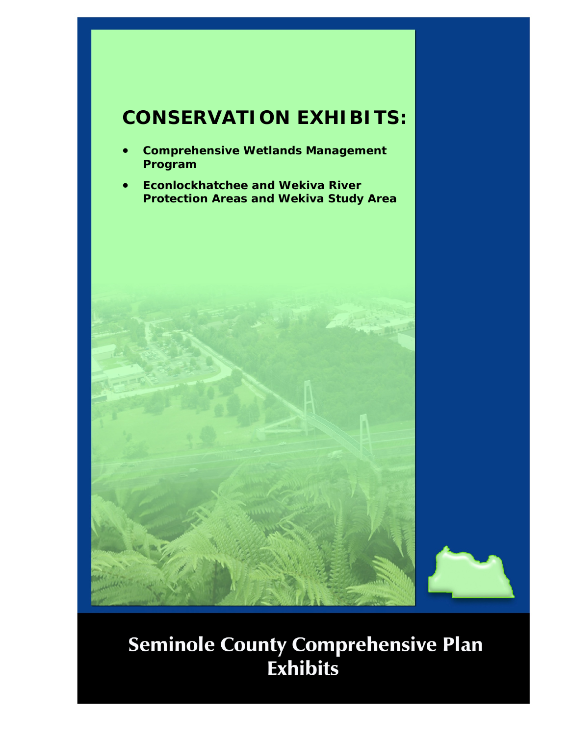# CONSERVATION EXHIBITS:

- **Comprehensive Wetlands Management Program**
- **Econlockhatchee and Wekiva River Protection Areas and Wekiva Study Area**

# Seminole County Comprehensive Plan Exhibits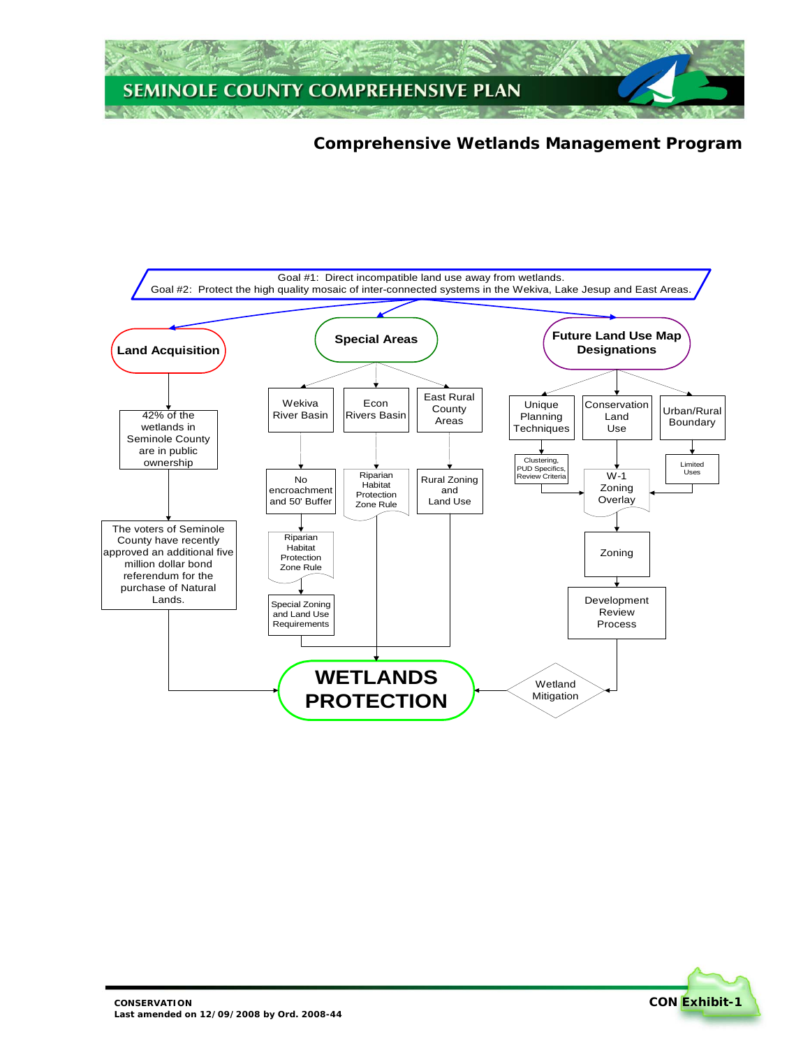## Comprehensive Wetlands Management Program

Goal #1: Direct incompatible land use away from wetlands.
Goal #2: Protect the high quality mosaic of inter-connected systems in the Wekiva, Lake Jesup and East Areas.

**Land Acquisition**

- 42% of the wetlands in Seminole County are in public ownership
- The voters of Seminole County have recently approved an additional five million dollar bond referendum for the purchase of Natural Lands.

**Special Areas**

- Wekiva River Basin
  - No encroachment and 50' Buffer
  - Riparian Habitat Protection Zone Rule
  - Special Zoning and Land Use Requirements
- Econ Rivers Basin
  - Riparian Habitat Protection Zone Rule
- East Rural County Areas
  - Rural Zoning and Land Use

**Future Land Use Map Designations**

- Unique Planning Techniques
  - Clustering, PUD Specifics, Review Criteria
- Conservation Land Use
  - W-1 Zoning Overlay
  - Zoning
  - Development Review Process
  - Wetland Mitigation
- Urban/Rural Boundary
  - Limited Uses

**WETLANDS PROTECTION**

CONSERVATION
Last amended on 12/09/2008 by Ord. 2008-44

CON Exhibit-1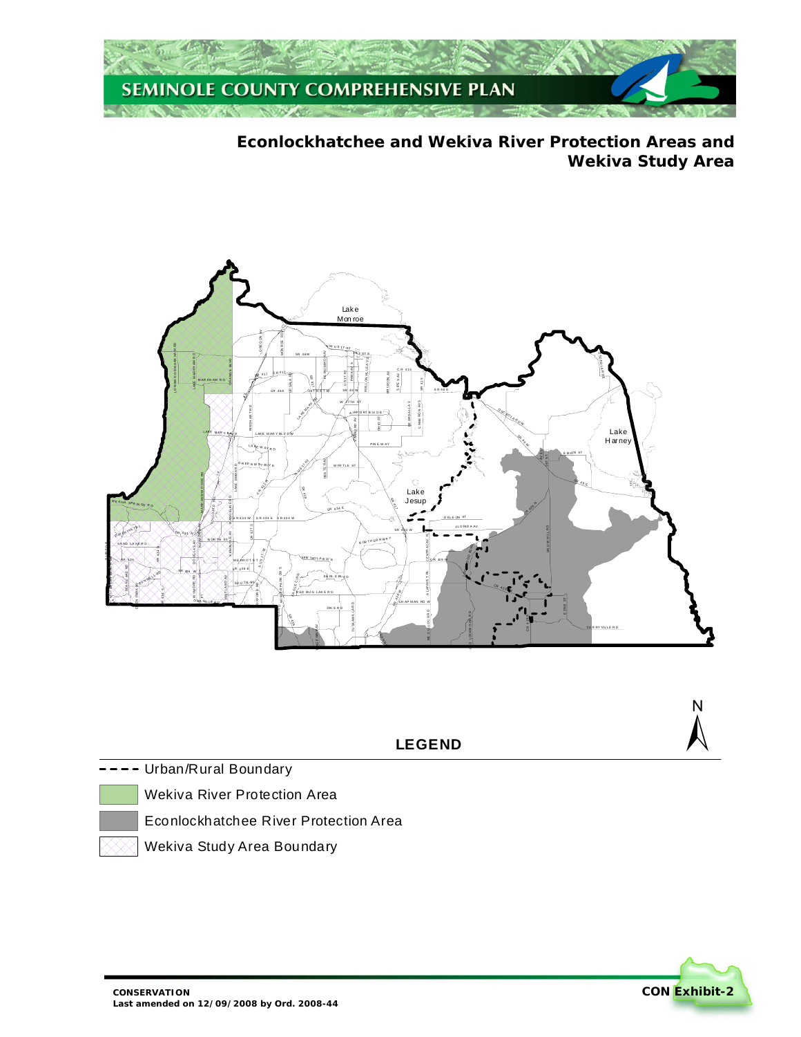SEMINOLE COUNTY COMPREHENSIVE PLAN

# Econlockhatchee and Wekiva River Protection Areas and Wekiva Study Area

Lake Monroe

Lake Harney

Lake Jesup

N

## LEGEND

Urban/Rural Boundary

Wekiva River Protection Area

Econlockhatchee River Protection Area

Wekiva Study Area Boundary

**CONSERVATION**
**Last amended on 12/09/2008 by Ord. 2008-44**

**CON Exhibit-2**